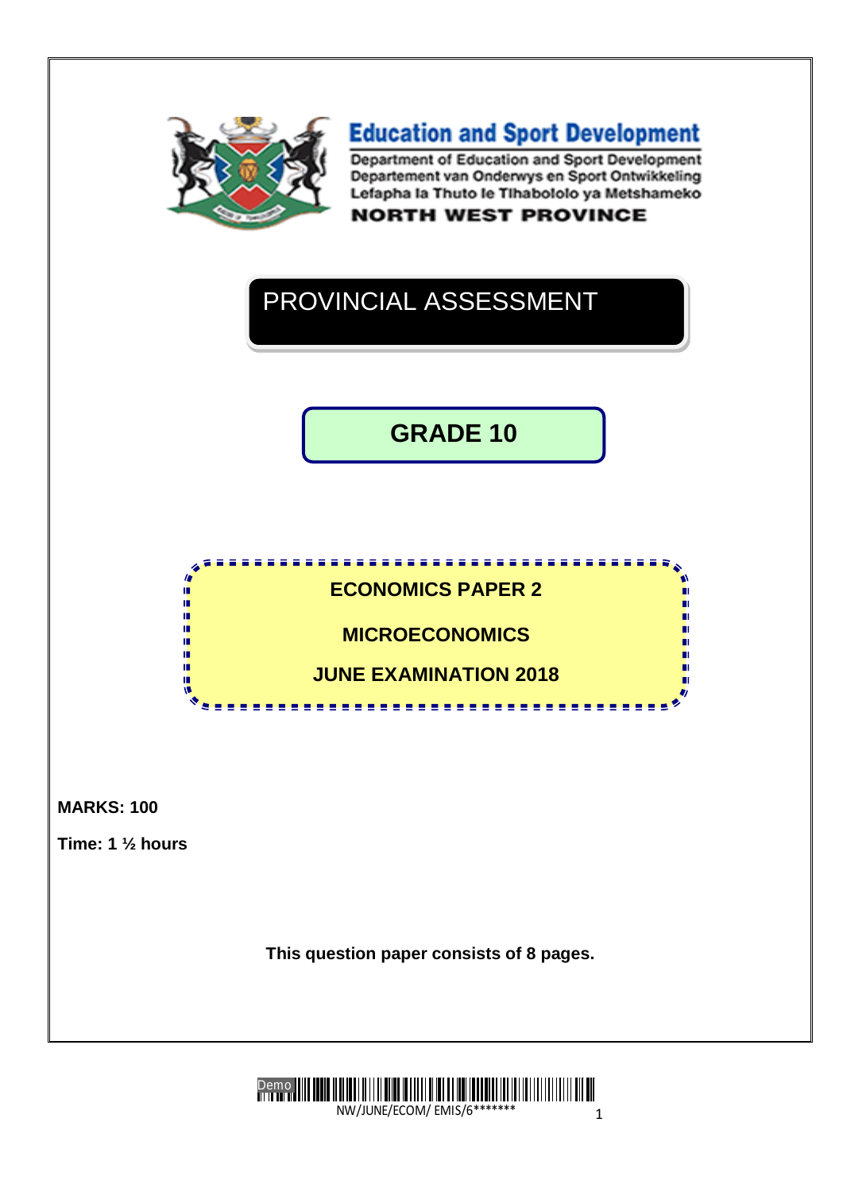**Education and Sport Development**

Department of Education and Sport Development
Departement van Onderwys en Sport Ontwikkeling
Lefapha la Thuto le Tlhabololo ya Metshameko

**NORTH WEST PROVINCE**

# PROVINCIAL ASSESSMENT

## GRADE 10

**ECONOMICS PAPER 2**

**MICROECONOMICS**

**JUNE EXAMINATION 2018**

**MARKS: 100**

**Time: 1 ½ hours**

**This question paper consists of 8 pages.**

NW/JUNE/ECOM/ EMIS/6*******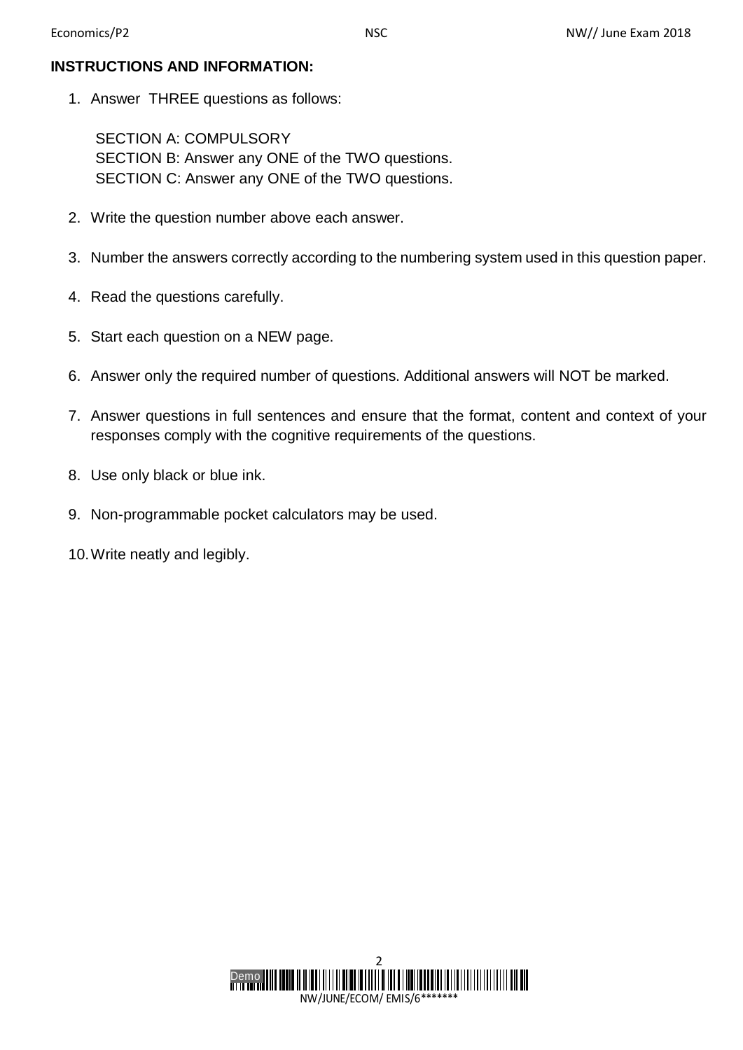**INSTRUCTIONS AND INFORMATION:**

1. Answer THREE questions as follows:

   SECTION A: COMPULSORY
   SECTION B: Answer any ONE of the TWO questions.
   SECTION C: Answer any ONE of the TWO questions.

2. Write the question number above each answer.

3. Number the answers correctly according to the numbering system used in this question paper.

4. Read the questions carefully.

5. Start each question on a NEW page.

6. Answer only the required number of questions. Additional answers will NOT be marked.

7. Answer questions in full sentences and ensure that the format, content and context of your responses comply with the cognitive requirements of the questions.

8. Use only black or blue ink.

9. Non-programmable pocket calculators may be used.

10. Write neatly and legibly.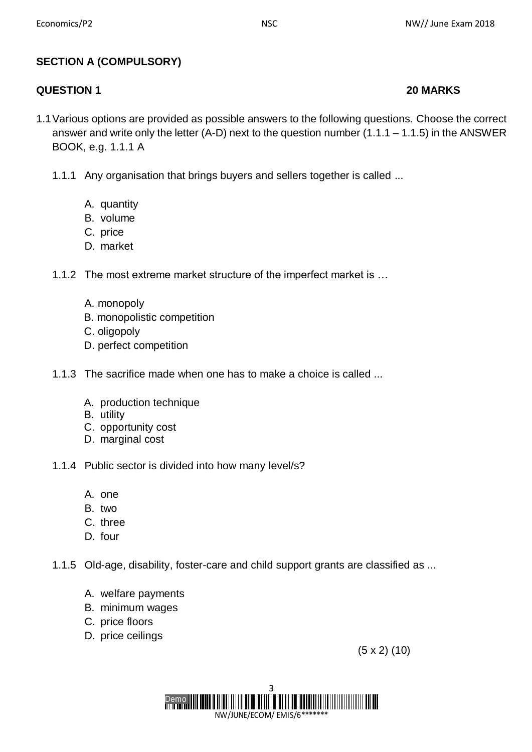## SECTION A (COMPULSORY)

**QUESTION 1** **20 MARKS**

1.1 Various options are provided as possible answers to the following questions. Choose the correct answer and write only the letter (A-D) next to the question number (1.1.1 – 1.1.5) in the ANSWER BOOK, e.g. 1.1.1 A

1.1.1 Any organisation that brings buyers and sellers together is called ...

A. quantity
B. volume
C. price
D. market

1.1.2 The most extreme market structure of the imperfect market is …

A. monopoly
B. monopolistic competition
C. oligopoly
D. perfect competition

1.1.3 The sacrifice made when one has to make a choice is called ...

A. production technique
B. utility
C. opportunity cost
D. marginal cost

1.1.4 Public sector is divided into how many level/s?

A. one
B. two
C. three
D. four

1.1.5 Old-age, disability, foster-care and child support grants are classified as ...

A. welfare payments
B. minimum wages
C. price floors
D. price ceilings

(5 x 2) (10)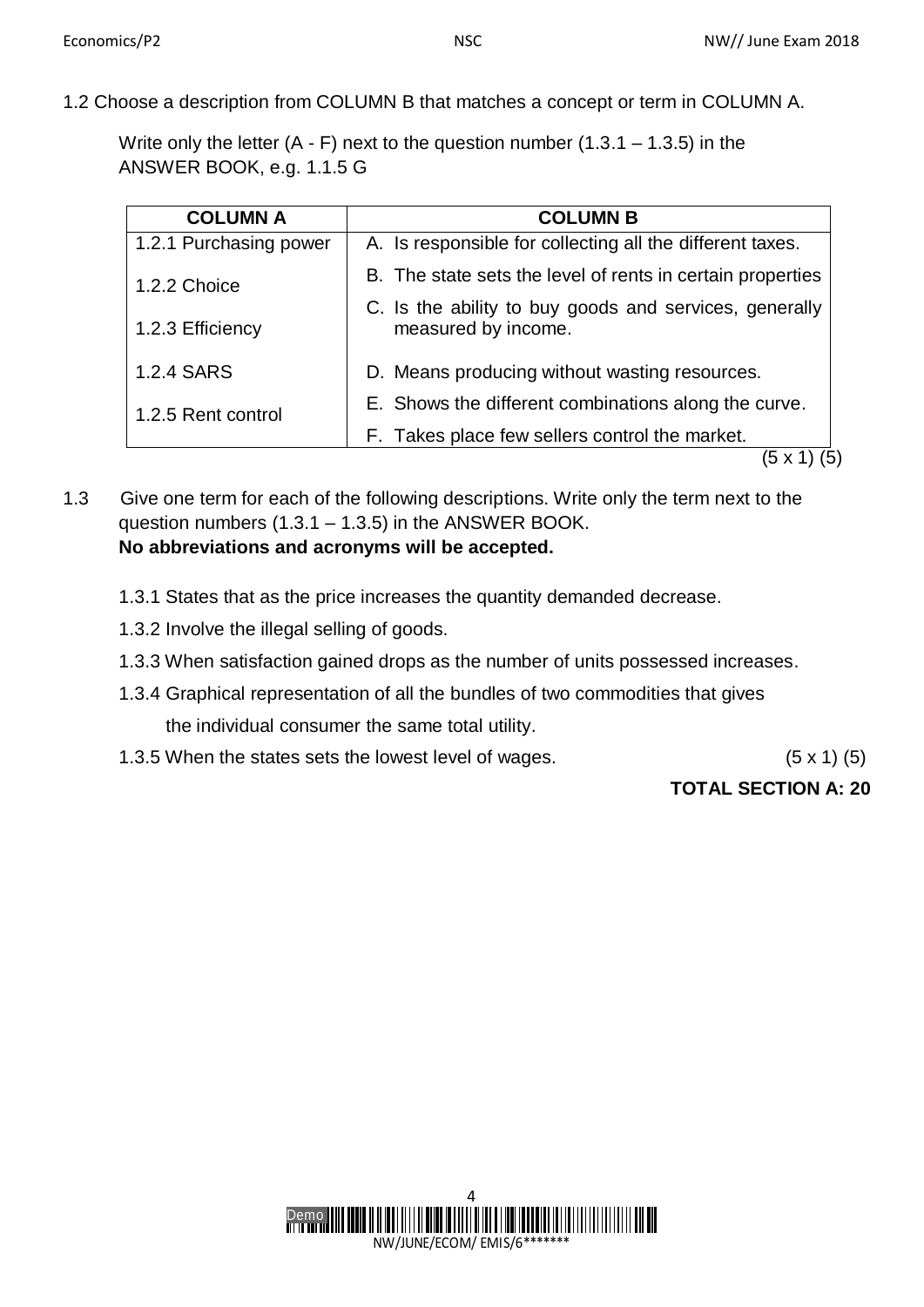1.2 Choose a description from COLUMN B that matches a concept or term in COLUMN A.

Write only the letter (A - F) next to the question number (1.3.1 – 1.3.5) in the ANSWER BOOK, e.g. 1.1.5 G

| COLUMN A | COLUMN B |
|---|---|
| 1.2.1 Purchasing power | A. Is responsible for collecting all the different taxes. |
| 1.2.2 Choice | B. The state sets the level of rents in certain properties |
| 1.2.3 Efficiency | C. Is the ability to buy goods and services, generally measured by income. |
| 1.2.4 SARS | D. Means producing without wasting resources. |
| 1.2.5 Rent control | E. Shows the different combinations along the curve. |
| | F. Takes place few sellers control the market. |

(5 x 1) (5)

1.3 Give one term for each of the following descriptions. Write only the term next to the question numbers (1.3.1 – 1.3.5) in the ANSWER BOOK.
**No abbreviations and acronyms will be accepted.**

1.3.1 States that as the price increases the quantity demanded decrease.

1.3.2 Involve the illegal selling of goods.

1.3.3 When satisfaction gained drops as the number of units possessed increases.

1.3.4 Graphical representation of all the bundles of two commodities that gives the individual consumer the same total utility.

1.3.5 When the states sets the lowest level of wages. (5 x 1) (5)

**TOTAL SECTION A: 20**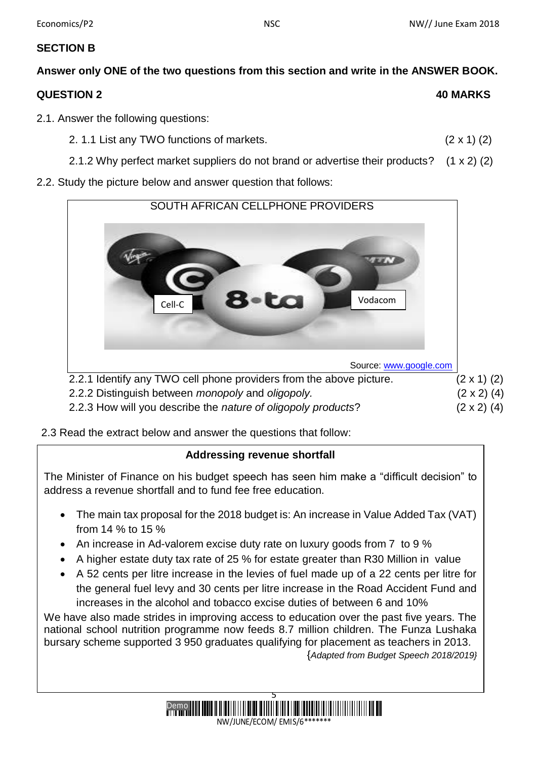## SECTION B

**Answer only ONE of the two questions from this section and write in the ANSWER BOOK.**

**QUESTION 2** **40 MARKS**

2.1. Answer the following questions:

2. 1.1 List any TWO functions of markets. (2 x 1) (2)

2.1.2 Why perfect market suppliers do not brand or advertise their products? (1 x 2) (2)

2.2. Study the picture below and answer question that follows:

SOUTH AFRICAN CELLPHONE PROVIDERS

Cell-C

Vodacom

Source: www.google.com

2.2.1 Identify any TWO cell phone providers from the above picture. (2 x 1) (2)

2.2.2 Distinguish between *monopoly* and *oligopoly.* (2 x 2) (4)

2.2.3 How will you describe the *nature of oligopoly products*? (2 x 2) (4)

2.3 Read the extract below and answer the questions that follow:

**Addressing revenue shortfall**

The Minister of Finance on his budget speech has seen him make a "difficult decision" to address a revenue shortfall and to fund fee free education.

- The main tax proposal for the 2018 budget is: An increase in Value Added Tax (VAT) from 14 % to 15 %
- An increase in Ad-valorem excise duty rate on luxury goods from 7 to 9 %
- A higher estate duty tax rate of 25 % for estate greater than R30 Million in value
- A 52 cents per litre increase in the levies of fuel made up of a 22 cents per litre for the general fuel levy and 30 cents per litre increase in the Road Accident Fund and increases in the alcohol and tobacco excise duties of between 6 and 10%

We have also made strides in improving access to education over the past five years. The national school nutrition programme now feeds 8.7 million children. The Funza Lushaka bursary scheme supported 3 950 graduates qualifying for placement as teachers in 2013.

{*Adapted from Budget Speech 2018/2019}*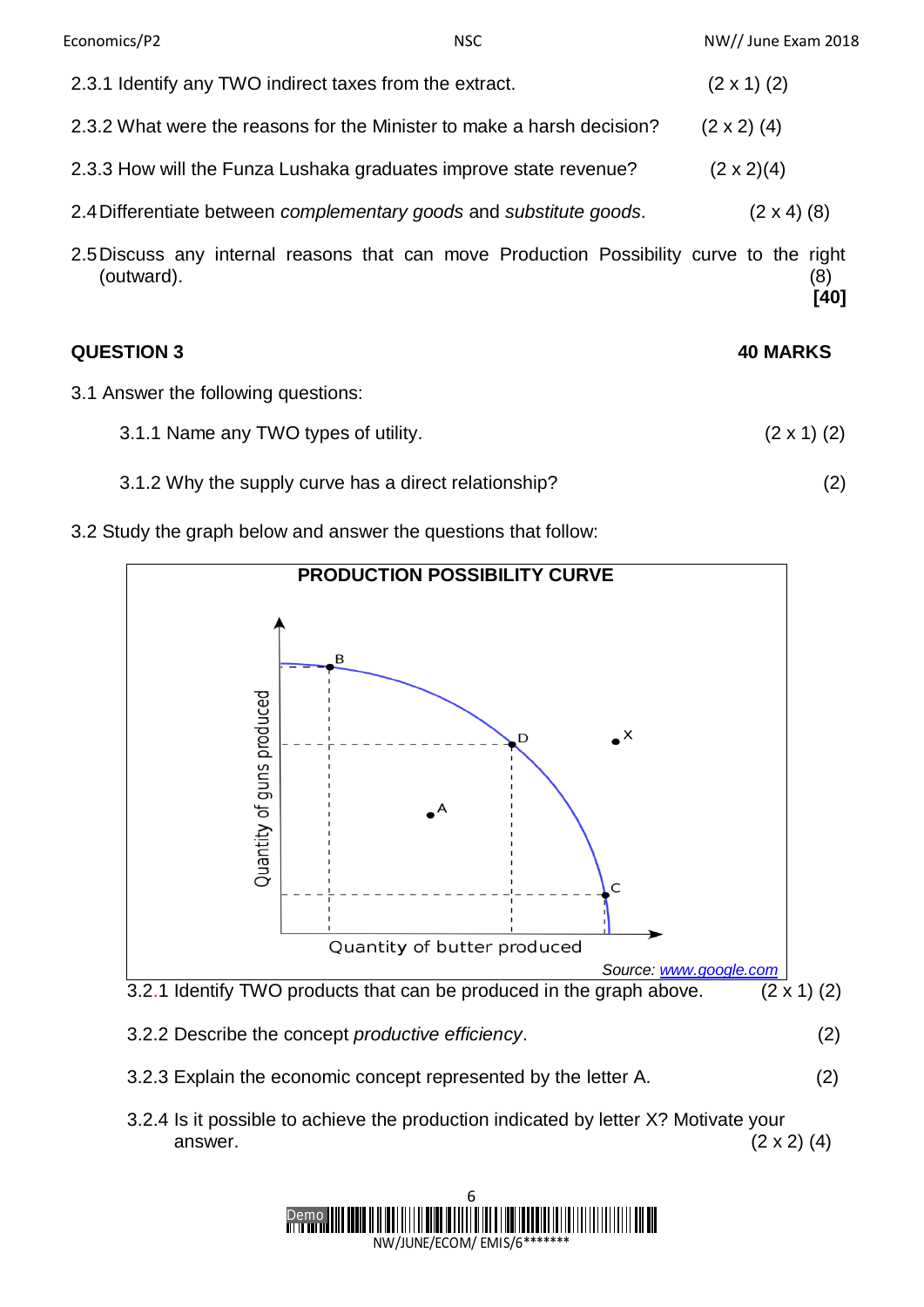2.3.1 Identify any TWO indirect taxes from the extract. (2 x 1) (2)

2.3.2 What were the reasons for the Minister to make a harsh decision? (2 x 2) (4)

2.3.3 How will the Funza Lushaka graduates improve state revenue? (2 x 2)(4)

2.4 Differentiate between *complementary goods* and *substitute goods*. (2 x 4) (8)

2.5 Discuss any internal reasons that can move Production Possibility curve to the right (outward). (8)

**[40]**

**QUESTION 3** **40 MARKS**

3.1 Answer the following questions:

3.1.1 Name any TWO types of utility. (2 x 1) (2)

3.1.2 Why the supply curve has a direct relationship? (2)

3.2 Study the graph below and answer the questions that follow:

**PRODUCTION POSSIBILITY CURVE**

Quantity of guns produced

B, D, X, A, C

Quantity of butter produced

Source: www.google.com

3.2.1 Identify TWO products that can be produced in the graph above. (2 x 1) (2)

3.2.2 Describe the concept *productive efficiency*. (2)

3.2.3 Explain the economic concept represented by the letter A. (2)

3.2.4 Is it possible to achieve the production indicated by letter X? Motivate your answer. (2 x 2) (4)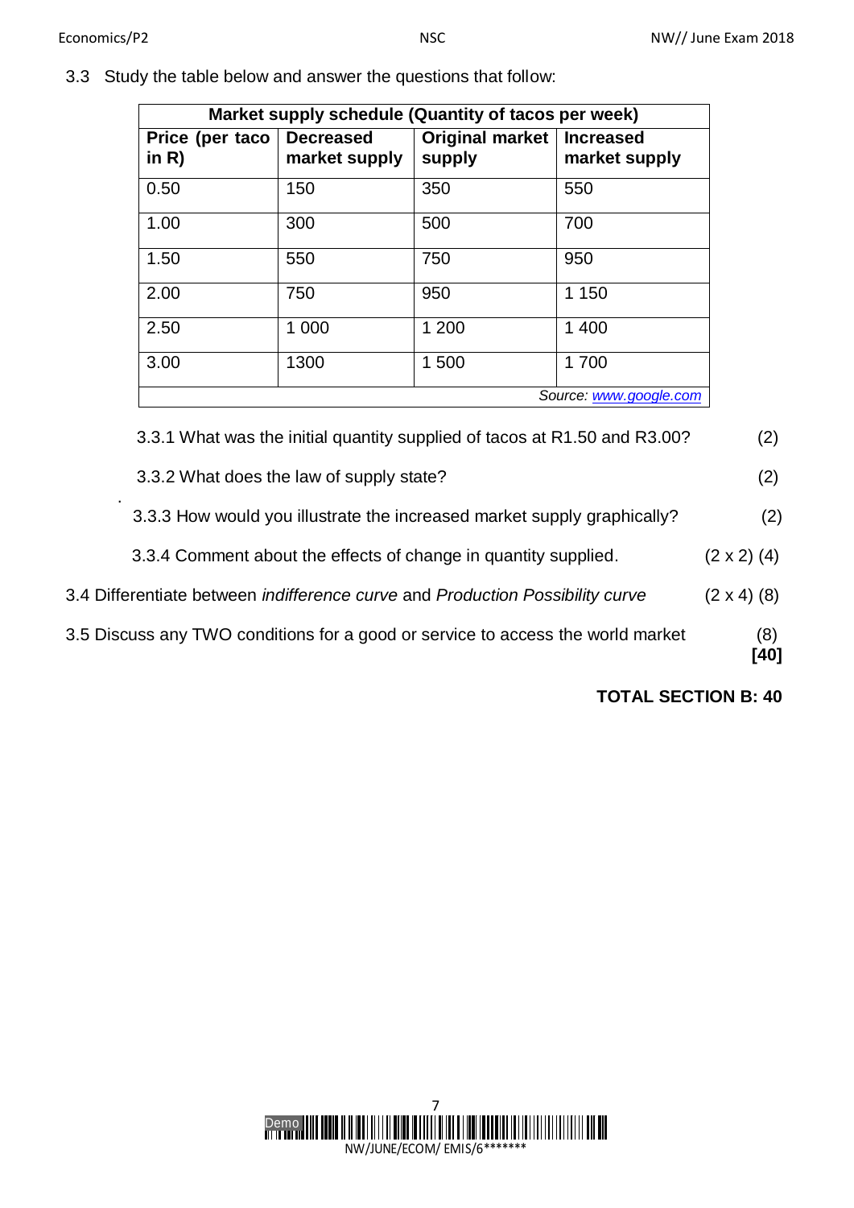3.3 Study the table below and answer the questions that follow:

| Market supply schedule (Quantity of tacos per week) | | | |
|---|---|---|---|
| **Price (per taco in R)** | **Decreased market supply** | **Original market supply** | **Increased market supply** |
| 0.50 | 150 | 350 | 550 |
| 1.00 | 300 | 500 | 700 |
| 1.50 | 550 | 750 | 950 |
| 2.00 | 750 | 950 | 1 150 |
| 2.50 | 1 000 | 1 200 | 1 400 |
| 3.00 | 1300 | 1 500 | 1 700 |

*Source: www.google.com*

3.3.1 What was the initial quantity supplied of tacos at R1.50 and R3.00? (2)

3.3.2 What does the law of supply state? (2)

3.3.3 How would you illustrate the increased market supply graphically? (2)

3.3.4 Comment about the effects of change in quantity supplied. (2 x 2) (4)

3.4 Differentiate between *indifference curve* and *Production Possibility curve* (2 x 4) (8)

3.5 Discuss any TWO conditions for a good or service to access the world market (8)
**[40]**

**TOTAL SECTION B: 40**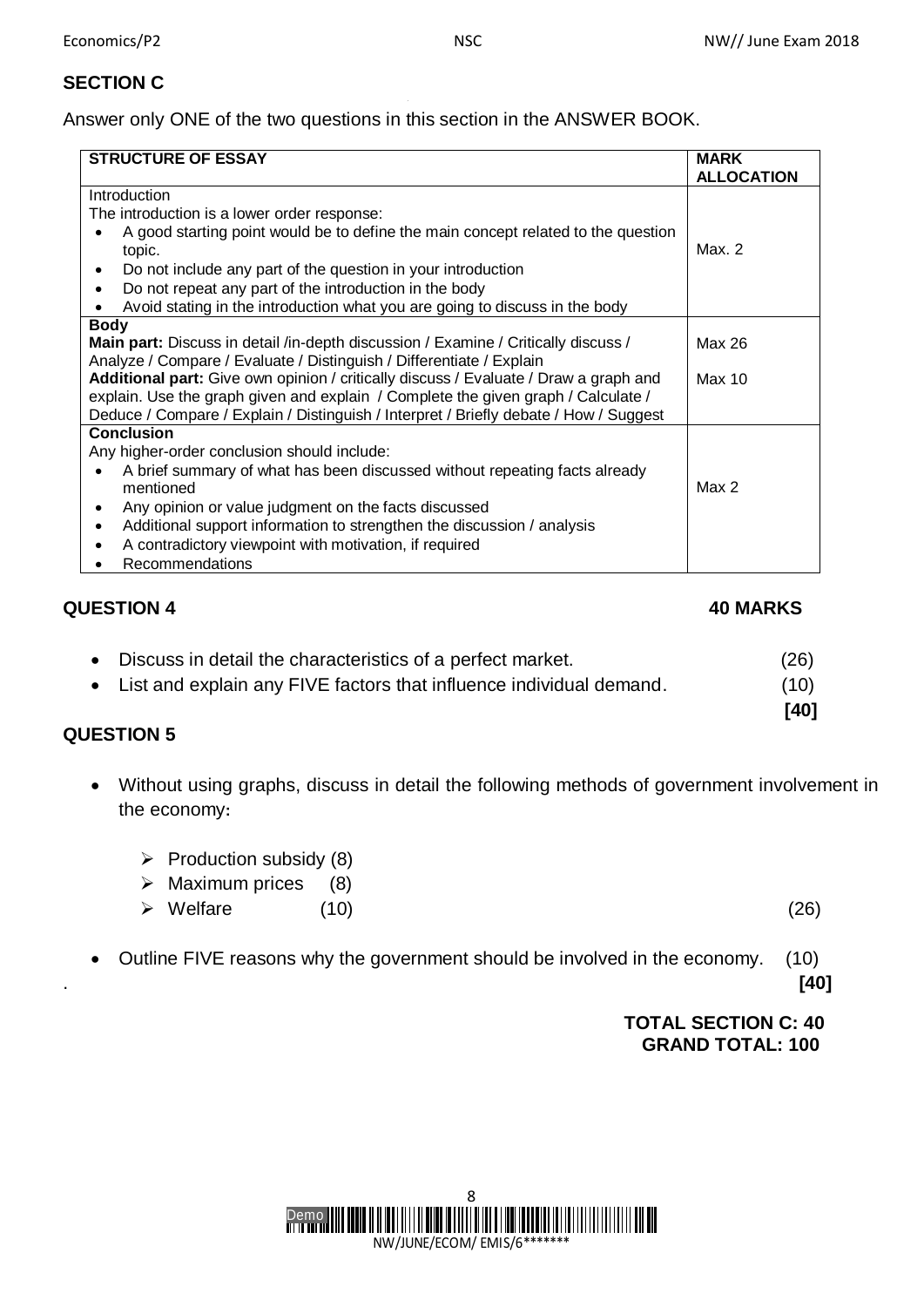## SECTION C

Answer only ONE of the two questions in this section in the ANSWER BOOK.

| STRUCTURE OF ESSAY | MARK ALLOCATION |
| --- | --- |
| Introduction<br>The introduction is a lower order response:<br>• A good starting point would be to define the main concept related to the question topic.<br>• Do not include any part of the question in your introduction<br>• Do not repeat any part of the introduction in the body<br>• Avoid stating in the introduction what you are going to discuss in the body | Max. 2 |
| **Body**<br>**Main part:** Discuss in detail /in-depth discussion / Examine / Critically discuss / Analyze / Compare / Evaluate / Distinguish / Differentiate / Explain<br>**Additional part:** Give own opinion / critically discuss / Evaluate / Draw a graph and explain. Use the graph given and explain / Complete the given graph / Calculate / Deduce / Compare / Explain / Distinguish / Interpret / Briefly debate / How / Suggest | Max 26<br><br>Max 10 |
| **Conclusion**<br>Any higher-order conclusion should include:<br>• A brief summary of what has been discussed without repeating facts already mentioned<br>• Any opinion or value judgment on the facts discussed<br>• Additional support information to strengthen the discussion / analysis<br>• A contradictory viewpoint with motivation, if required<br>• Recommendations | Max 2 |

### QUESTION 4 — 40 MARKS

- Discuss in detail the characteristics of a perfect market. (26)
- List and explain any FIVE factors that influence individual demand. (10)

**[40]**

### QUESTION 5

- Without using graphs, discuss in detail the following methods of government involvement in the economy**:**
  - Production subsidy (8)
  - Maximum prices (8)
  - Welfare (10)

  (26)

- Outline FIVE reasons why the government should be involved in the economy. (10)

**[40]**

**TOTAL SECTION C: 40**
**GRAND TOTAL: 100**